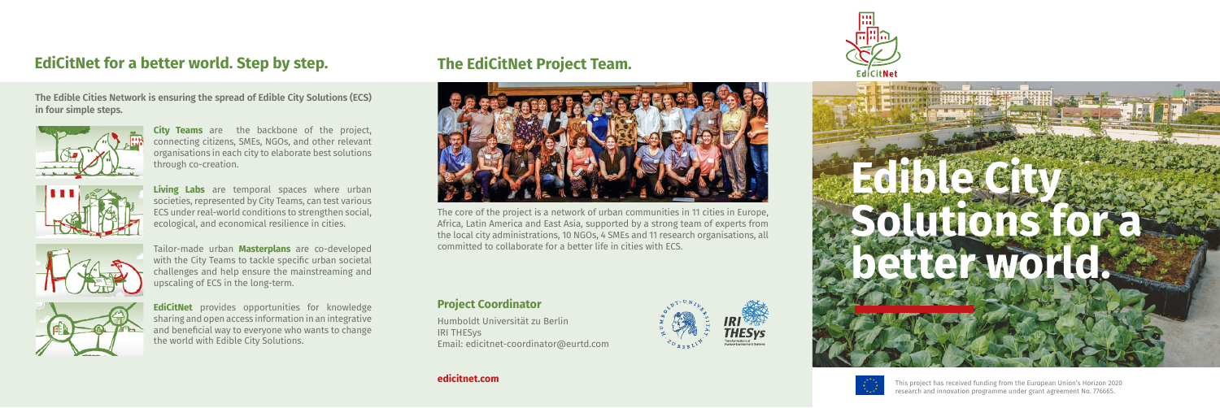## EdiCitNet for a better world. Step by step.

**The Edible Cities Network is ensuring the spread of Edible City Solutions (ECS) in four simple steps.**

**City Teams** are the backbone of the project, connecting citizens, SMEs, NGOs, and other relevant organisations in each city to elaborate best solutions through co-creation.

**Living Labs** are temporal spaces where urban societies, represented by City Teams, can test various ECS under real-world conditions to strengthen social, ecological, and economical resilience in cities.

Tailor-made urban **Masterplans** are co-developed with the City Teams to tackle specific urban societal challenges and help ensure the mainstreaming and upscaling of ECS in the long-term.

**EdiCitNet** provides opportunities for knowledge sharing and open access information in an integrative and beneficial way to everyone who wants to change the world with Edible City Solutions.

## The EdiCitNet Project Team.

The core of the project is a network of urban communities in 11 cities in Europe, Africa, Latin America and East Asia, supported by a strong team of experts from the local city administrations, 10 NGOs, 4 SMEs and 11 research organisations, all committed to collaborate for a better life in cities with ECS.

### Project Coordinator

Humboldt Universität zu Berlin
IRI THESys
Email: edicitnet-coordinator@eurtd.com

**edicitnet.com**

EdiCitNet

# Edible City Solutions for a better world.

This project has received funding from the European Union's Horizon 2020 research and innovation programme under grant agreement No. 776665.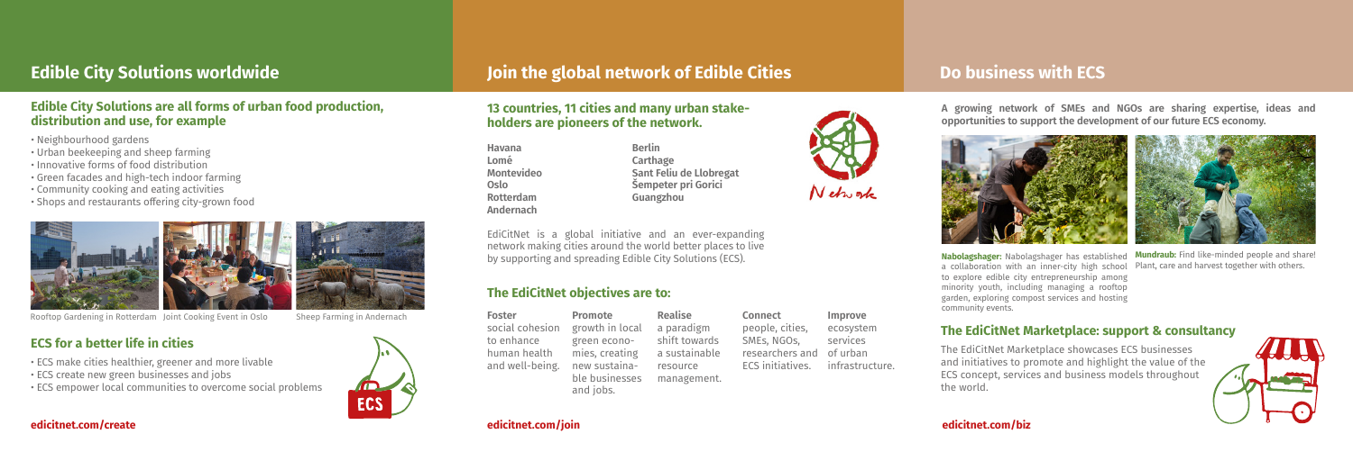## Edible City Solutions worldwide

### Edible City Solutions are all forms of urban food production, distribution and use, for example

- Neighbourhood gardens
- Urban beekeeping and sheep farming
- Innovative forms of food distribution
- Green facades and high-tech indoor farming
- Community cooking and eating activities
- Shops and restaurants offering city-grown food

Rooftop Gardening in Rotterdam Joint Cooking Event in Oslo Sheep Farming in Andernach

### ECS for a better life in cities

- ECS make cities healthier, greener and more livable
- ECS create new green businesses and jobs
- ECS empower local communities to overcome social problems

**edicitnet.com/create**

## Join the global network of Edible Cities

### 13 countries, 11 cities and many urban stakeholders are pioneers of the network.

**Havana**
**Lomé**
**Montevideo**
**Oslo**
**Rotterdam**
**Andernach**
**Berlin**
**Carthage**
**Sant Feliu de Llobregat**
**Šempeter pri Gorici**
**Guangzhou**

EdiCitNet is a global initiative and an ever-expanding network making cities around the world better places to live by supporting and spreading Edible City Solutions (ECS).

### The EdiCitNet objectives are to:

**Foster** social cohesion to enhance human health and well-being.

**Promote** growth in local green economies, creating new sustainable businesses and jobs.

**Realise** a paradigm shift towards a sustainable resource management.

**Connect** people, cities, SMEs, NGOs, researchers and ECS initiatives.

**Improve** ecosystem services of urban infrastructure.

**edicitnet.com/join**

## Do business with ECS

**A growing network of SMEs and NGOs are sharing expertise, ideas and opportunities to support the development of our future ECS economy.**

**Nabolagshager:** Nabolagshager has established a collaboration with an inner-city high school to explore edible city entrepreneurship among minority youth, including managing a rooftop garden, exploring compost services and hosting community events.

**Mundraub:** Find like-minded people and share! Plant, care and harvest together with others.

### The EdiCitNet Marketplace: support & consultancy

The EdiCitNet Marketplace showcases ECS businesses and initiatives to promote and highlight the value of the ECS concept, services and business models throughout the world.

**edicitnet.com/biz**